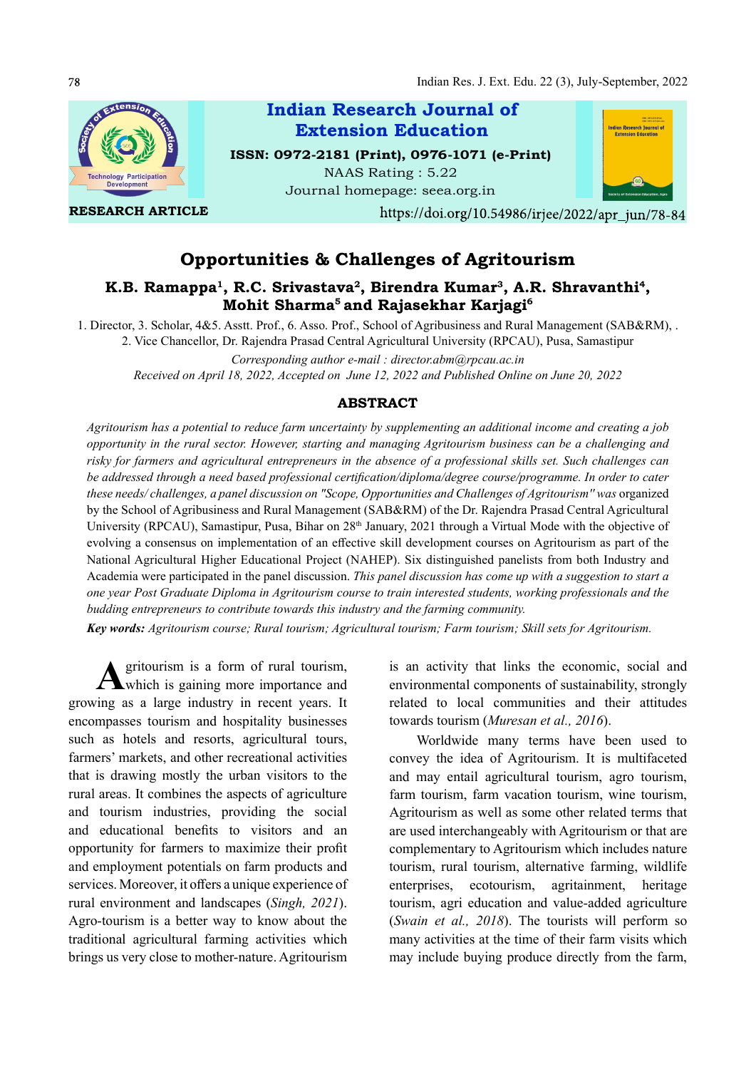RESEARCH ARTICLE

# Opportunities & Challenges of Agritourism

**K.B. Ramappa[1], R.C. Srivastava[2], Birendra Kumar[3], A.R. Shravanthi[4], Mohit Sharma[5] and Rajasekhar Karjagi[6]**

1. Director, 3. Scholar, 4&5. Asstt. Prof., 6. Asso. Prof., School of Agribusiness and Rural Management (SAB&RM), .
2. Vice Chancellor, Dr. Rajendra Prasad Central Agricultural University (RPCAU), Pusa, Samastipur

*Corresponding author e-mail : director.abm@rpcau.ac.in*

*Received on April 18, 2022, Accepted on June 12, 2022 and Published Online on June 20, 2022*

## ABSTRACT

*Agritourism has a potential to reduce farm uncertainty by supplementing an additional income and creating a job opportunity in the rural sector. However, starting and managing Agritourism business can be a challenging and risky for farmers and agricultural entrepreneurs in the absence of a professional skills set. Such challenges can be addressed through a need based professional certification/diploma/degree course/programme. In order to cater these needs/ challenges, a panel discussion on "Scope, Opportunities and Challenges of Agritourism" was* organized by the School of Agribusiness and Rural Management (SAB&RM) of the Dr. Rajendra Prasad Central Agricultural University (RPCAU), Samastipur, Pusa, Bihar on 28th January, 2021 through a Virtual Mode with the objective of evolving a consensus on implementation of an effective skill development courses on Agritourism as part of the National Agricultural Higher Educational Project (NAHEP). Six distinguished panelists from both Industry and Academia were participated in the panel discussion. *This panel discussion has come up with a suggestion to start a one year Post Graduate Diploma in Agritourism course to train interested students, working professionals and the budding entrepreneurs to contribute towards this industry and the farming community.*

***Key words:*** *Agritourism course; Rural tourism; Agricultural tourism; Farm tourism; Skill sets for Agritourism.*

Agritourism is a form of rural tourism, which is gaining more importance and growing as a large industry in recent years. It encompasses tourism and hospitality businesses such as hotels and resorts, agricultural tours, farmers' markets, and other recreational activities that is drawing mostly the urban visitors to the rural areas. It combines the aspects of agriculture and tourism industries, providing the social and educational benefits to visitors and an opportunity for farmers to maximize their profit and employment potentials on farm products and services. Moreover, it offers a unique experience of rural environment and landscapes (*Singh, 2021*). Agro-tourism is a better way to know about the traditional agricultural farming activities which brings us very close to mother-nature. Agritourism is an activity that links the economic, social and environmental components of sustainability, strongly related to local communities and their attitudes towards tourism (*Muresan et al., 2016*).

Worldwide many terms have been used to convey the idea of Agritourism. It is multifaceted and may entail agricultural tourism, agro tourism, farm tourism, farm vacation tourism, wine tourism, Agritourism as well as some other related terms that are used interchangeably with Agritourism or that are complementary to Agritourism which includes nature tourism, rural tourism, alternative farming, wildlife enterprises, ecotourism, agritainment, heritage tourism, agri education and value-added agriculture (*Swain et al., 2018*). The tourists will perform so many activities at the time of their farm visits which may include buying produce directly from the farm,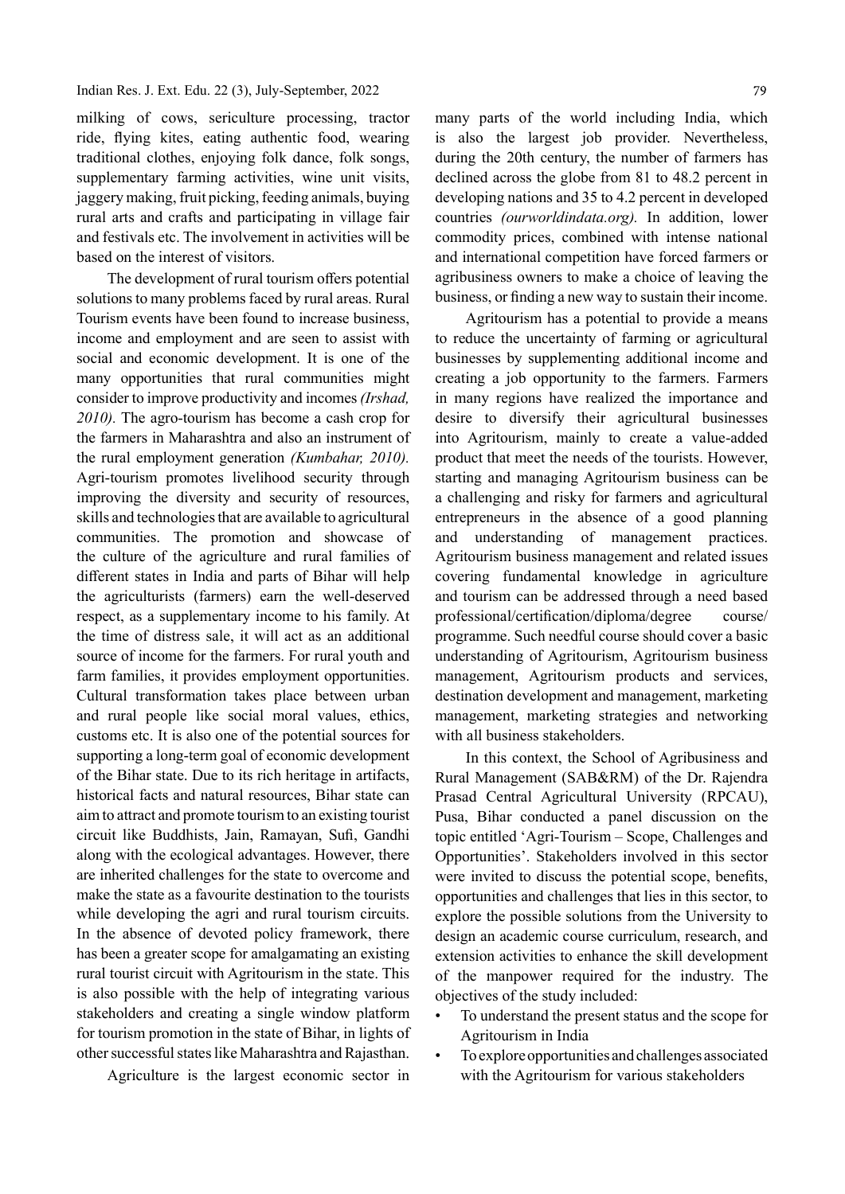milking of cows, sericulture processing, tractor ride, flying kites, eating authentic food, wearing traditional clothes, enjoying folk dance, folk songs, supplementary farming activities, wine unit visits, jaggery making, fruit picking, feeding animals, buying rural arts and crafts and participating in village fair and festivals etc. The involvement in activities will be based on the interest of visitors.

The development of rural tourism offers potential solutions to many problems faced by rural areas. Rural Tourism events have been found to increase business, income and employment and are seen to assist with social and economic development. It is one of the many opportunities that rural communities might consider to improve productivity and incomes *(Irshad, 2010).* The agro-tourism has become a cash crop for the farmers in Maharashtra and also an instrument of the rural employment generation *(Kumbahar, 2010).* Agri-tourism promotes livelihood security through improving the diversity and security of resources, skills and technologies that are available to agricultural communities. The promotion and showcase of the culture of the agriculture and rural families of different states in India and parts of Bihar will help the agriculturists (farmers) earn the well-deserved respect, as a supplementary income to his family. At the time of distress sale, it will act as an additional source of income for the farmers. For rural youth and farm families, it provides employment opportunities. Cultural transformation takes place between urban and rural people like social moral values, ethics, customs etc. It is also one of the potential sources for supporting a long-term goal of economic development of the Bihar state. Due to its rich heritage in artifacts, historical facts and natural resources, Bihar state can aim to attract and promote tourism to an existing tourist circuit like Buddhists, Jain, Ramayan, Sufi, Gandhi along with the ecological advantages. However, there are inherited challenges for the state to overcome and make the state as a favourite destination to the tourists while developing the agri and rural tourism circuits. In the absence of devoted policy framework, there has been a greater scope for amalgamating an existing rural tourist circuit with Agritourism in the state. This is also possible with the help of integrating various stakeholders and creating a single window platform for tourism promotion in the state of Bihar, in lights of other successful states like Maharashtra and Rajasthan.

Agriculture is the largest economic sector in many parts of the world including India, which is also the largest job provider. Nevertheless, during the 20th century, the number of farmers has declined across the globe from 81 to 48.2 percent in developing nations and 35 to 4.2 percent in developed countries *(ourworldindata.org).* In addition, lower commodity prices, combined with intense national and international competition have forced farmers or agribusiness owners to make a choice of leaving the business, or finding a new way to sustain their income.

Agritourism has a potential to provide a means to reduce the uncertainty of farming or agricultural businesses by supplementing additional income and creating a job opportunity to the farmers. Farmers in many regions have realized the importance and desire to diversify their agricultural businesses into Agritourism, mainly to create a value-added product that meet the needs of the tourists. However, starting and managing Agritourism business can be a challenging and risky for farmers and agricultural entrepreneurs in the absence of a good planning and understanding of management practices. Agritourism business management and related issues covering fundamental knowledge in agriculture and tourism can be addressed through a need based professional/certification/diploma/degree course/ programme. Such needful course should cover a basic understanding of Agritourism, Agritourism business management, Agritourism products and services, destination development and management, marketing management, marketing strategies and networking with all business stakeholders.

In this context, the School of Agribusiness and Rural Management (SAB&RM) of the Dr. Rajendra Prasad Central Agricultural University (RPCAU), Pusa, Bihar conducted a panel discussion on the topic entitled 'Agri-Tourism – Scope, Challenges and Opportunities'. Stakeholders involved in this sector were invited to discuss the potential scope, benefits, opportunities and challenges that lies in this sector, to explore the possible solutions from the University to design an academic course curriculum, research, and extension activities to enhance the skill development of the manpower required for the industry. The objectives of the study included:

- To understand the present status and the scope for Agritourism in India
- To explore opportunities and challenges associated with the Agritourism for various stakeholders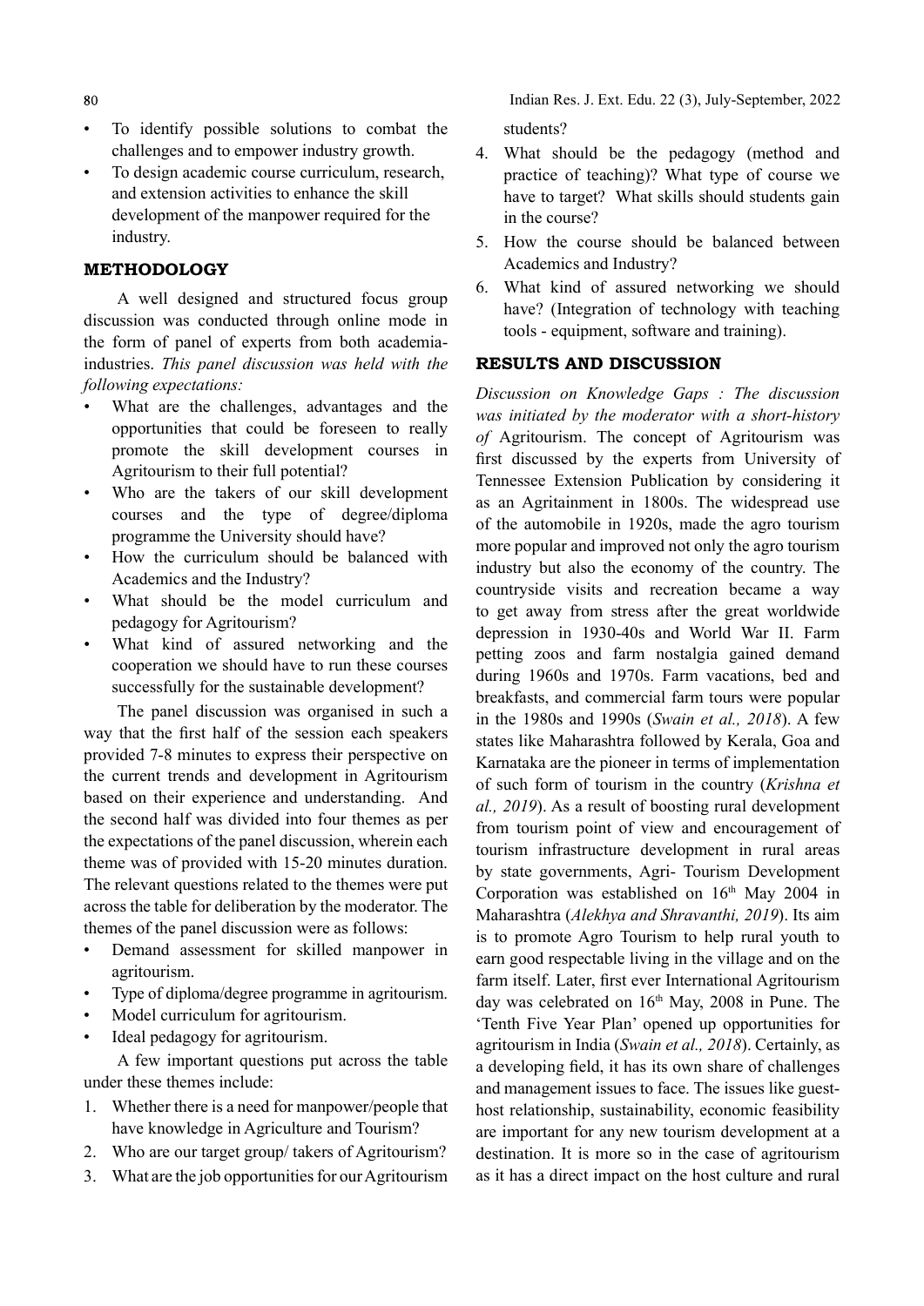- To identify possible solutions to combat the challenges and to empower industry growth.
- To design academic course curriculum, research, and extension activities to enhance the skill development of the manpower required for the industry.

## METHODOLOGY

A well designed and structured focus group discussion was conducted through online mode in the form of panel of experts from both academia-industries. *This panel discussion was held with the following expectations:*

- What are the challenges, advantages and the opportunities that could be foreseen to really promote the skill development courses in Agritourism to their full potential?
- Who are the takers of our skill development courses and the type of degree/diploma programme the University should have?
- How the curriculum should be balanced with Academics and the Industry?
- What should be the model curriculum and pedagogy for Agritourism?
- What kind of assured networking and the cooperation we should have to run these courses successfully for the sustainable development?

The panel discussion was organised in such a way that the first half of the session each speakers provided 7-8 minutes to express their perspective on the current trends and development in Agritourism based on their experience and understanding. And the second half was divided into four themes as per the expectations of the panel discussion, wherein each theme was of provided with 15-20 minutes duration. The relevant questions related to the themes were put across the table for deliberation by the moderator. The themes of the panel discussion were as follows:

- Demand assessment for skilled manpower in agritourism.
- Type of diploma/degree programme in agritourism.
- Model curriculum for agritourism.
- Ideal pedagogy for agritourism.

A few important questions put across the table under these themes include:

1. Whether there is a need for manpower/people that have knowledge in Agriculture and Tourism?
2. Who are our target group/ takers of Agritourism?
3. What are the job opportunities for our Agritourism students?
4. What should be the pedagogy (method and practice of teaching)? What type of course we have to target? What skills should students gain in the course?
5. How the course should be balanced between Academics and Industry?
6. What kind of assured networking we should have? (Integration of technology with teaching tools - equipment, software and training).

## RESULTS AND DISCUSSION

*Discussion on Knowledge Gaps : The discussion was initiated by the moderator with a short-history of* Agritourism. The concept of Agritourism was first discussed by the experts from University of Tennessee Extension Publication by considering it as an Agritainment in 1800s. The widespread use of the automobile in 1920s, made the agro tourism more popular and improved not only the agro tourism industry but also the economy of the country. The countryside visits and recreation became a way to get away from stress after the great worldwide depression in 1930-40s and World War II. Farm petting zoos and farm nostalgia gained demand during 1960s and 1970s. Farm vacations, bed and breakfasts, and commercial farm tours were popular in the 1980s and 1990s (*Swain et al., 2018*). A few states like Maharashtra followed by Kerala, Goa and Karnataka are the pioneer in terms of implementation of such form of tourism in the country (*Krishna et al., 2019*). As a result of boosting rural development from tourism point of view and encouragement of tourism infrastructure development in rural areas by state governments, Agri- Tourism Development Corporation was established on 16th May 2004 in Maharashtra (*Alekhya and Shravanthi, 2019*). Its aim is to promote Agro Tourism to help rural youth to earn good respectable living in the village and on the farm itself. Later, first ever International Agritourism day was celebrated on 16th May, 2008 in Pune. The 'Tenth Five Year Plan' opened up opportunities for agritourism in India (*Swain et al., 2018*). Certainly, as a developing field, it has its own share of challenges and management issues to face. The issues like guest-host relationship, sustainability, economic feasibility are important for any new tourism development at a destination. It is more so in the case of agritourism as it has a direct impact on the host culture and rural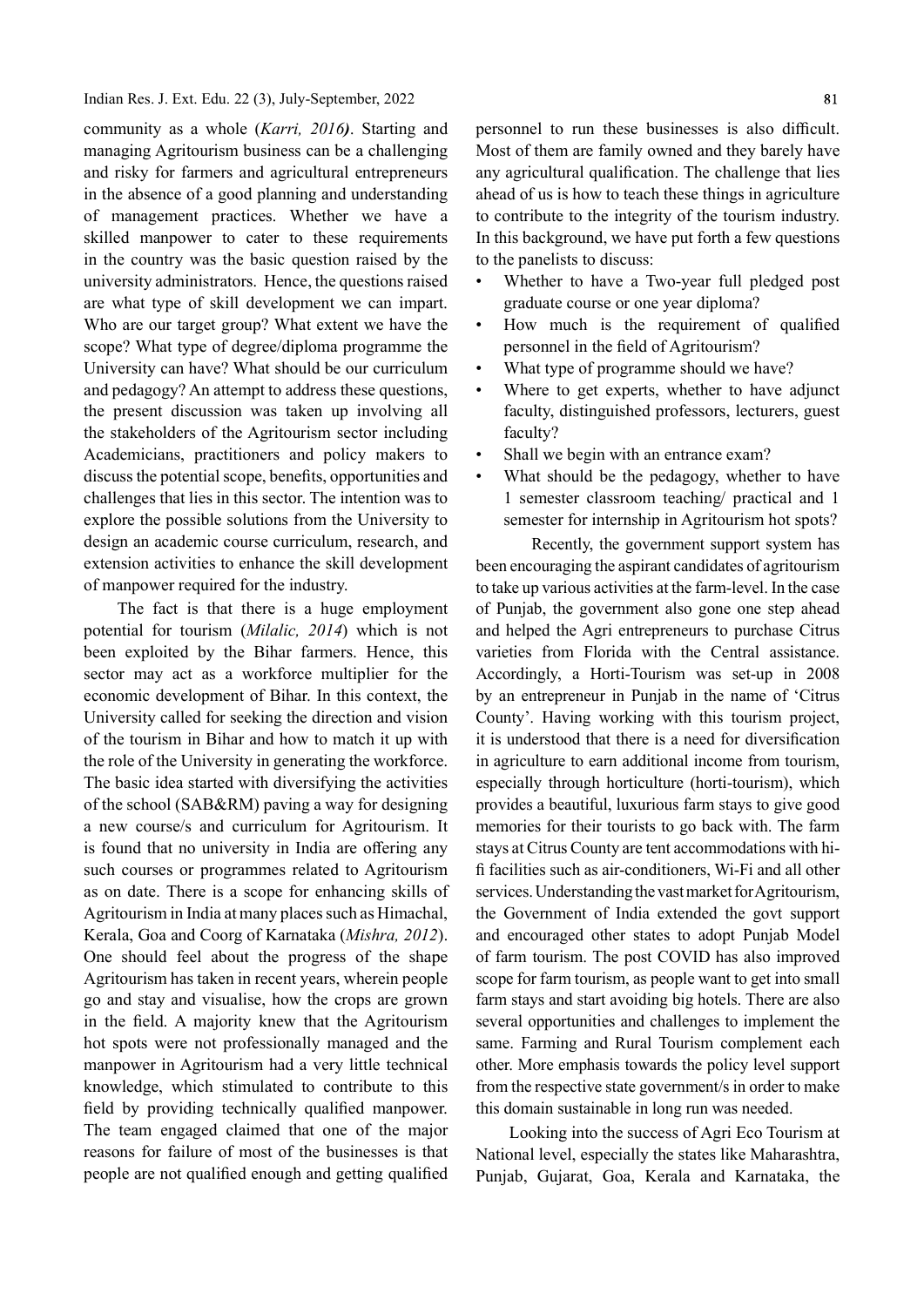community as a whole (*Karri, 2016)*. Starting and managing Agritourism business can be a challenging and risky for farmers and agricultural entrepreneurs in the absence of a good planning and understanding of management practices. Whether we have a skilled manpower to cater to these requirements in the country was the basic question raised by the university administrators. Hence, the questions raised are what type of skill development we can impart. Who are our target group? What extent we have the scope? What type of degree/diploma programme the University can have? What should be our curriculum and pedagogy? An attempt to address these questions, the present discussion was taken up involving all the stakeholders of the Agritourism sector including Academicians, practitioners and policy makers to discuss the potential scope, benefits, opportunities and challenges that lies in this sector. The intention was to explore the possible solutions from the University to design an academic course curriculum, research, and extension activities to enhance the skill development of manpower required for the industry.

The fact is that there is a huge employment potential for tourism (*Milalic, 2014*) which is not been exploited by the Bihar farmers. Hence, this sector may act as a workforce multiplier for the economic development of Bihar. In this context, the University called for seeking the direction and vision of the tourism in Bihar and how to match it up with the role of the University in generating the workforce. The basic idea started with diversifying the activities of the school (SAB&RM) paving a way for designing a new course/s and curriculum for Agritourism. It is found that no university in India are offering any such courses or programmes related to Agritourism as on date. There is a scope for enhancing skills of Agritourism in India at many places such as Himachal, Kerala, Goa and Coorg of Karnataka (*Mishra, 2012*). One should feel about the progress of the shape Agritourism has taken in recent years, wherein people go and stay and visualise, how the crops are grown in the field. A majority knew that the Agritourism hot spots were not professionally managed and the manpower in Agritourism had a very little technical knowledge, which stimulated to contribute to this field by providing technically qualified manpower. The team engaged claimed that one of the major reasons for failure of most of the businesses is that people are not qualified enough and getting qualified personnel to run these businesses is also difficult. Most of them are family owned and they barely have any agricultural qualification. The challenge that lies ahead of us is how to teach these things in agriculture to contribute to the integrity of the tourism industry. In this background, we have put forth a few questions to the panelists to discuss:

- Whether to have a Two-year full pledged post graduate course or one year diploma?
- How much is the requirement of qualified personnel in the field of Agritourism?
- What type of programme should we have?
- Where to get experts, whether to have adjunct faculty, distinguished professors, lecturers, guest faculty?
- Shall we begin with an entrance exam?
- What should be the pedagogy, whether to have 1 semester classroom teaching/ practical and 1 semester for internship in Agritourism hot spots?

Recently, the government support system has been encouraging the aspirant candidates of agritourism to take up various activities at the farm-level. In the case of Punjab, the government also gone one step ahead and helped the Agri entrepreneurs to purchase Citrus varieties from Florida with the Central assistance. Accordingly, a Horti-Tourism was set-up in 2008 by an entrepreneur in Punjab in the name of 'Citrus County'. Having working with this tourism project, it is understood that there is a need for diversification in agriculture to earn additional income from tourism, especially through horticulture (horti-tourism), which provides a beautiful, luxurious farm stays to give good memories for their tourists to go back with. The farm stays at Citrus County are tent accommodations with hi-fi facilities such as air-conditioners, Wi-Fi and all other services. Understanding the vast market for Agritourism, the Government of India extended the govt support and encouraged other states to adopt Punjab Model of farm tourism. The post COVID has also improved scope for farm tourism, as people want to get into small farm stays and start avoiding big hotels. There are also several opportunities and challenges to implement the same. Farming and Rural Tourism complement each other. More emphasis towards the policy level support from the respective state government/s in order to make this domain sustainable in long run was needed.

Looking into the success of Agri Eco Tourism at National level, especially the states like Maharashtra, Punjab, Gujarat, Goa, Kerala and Karnataka, the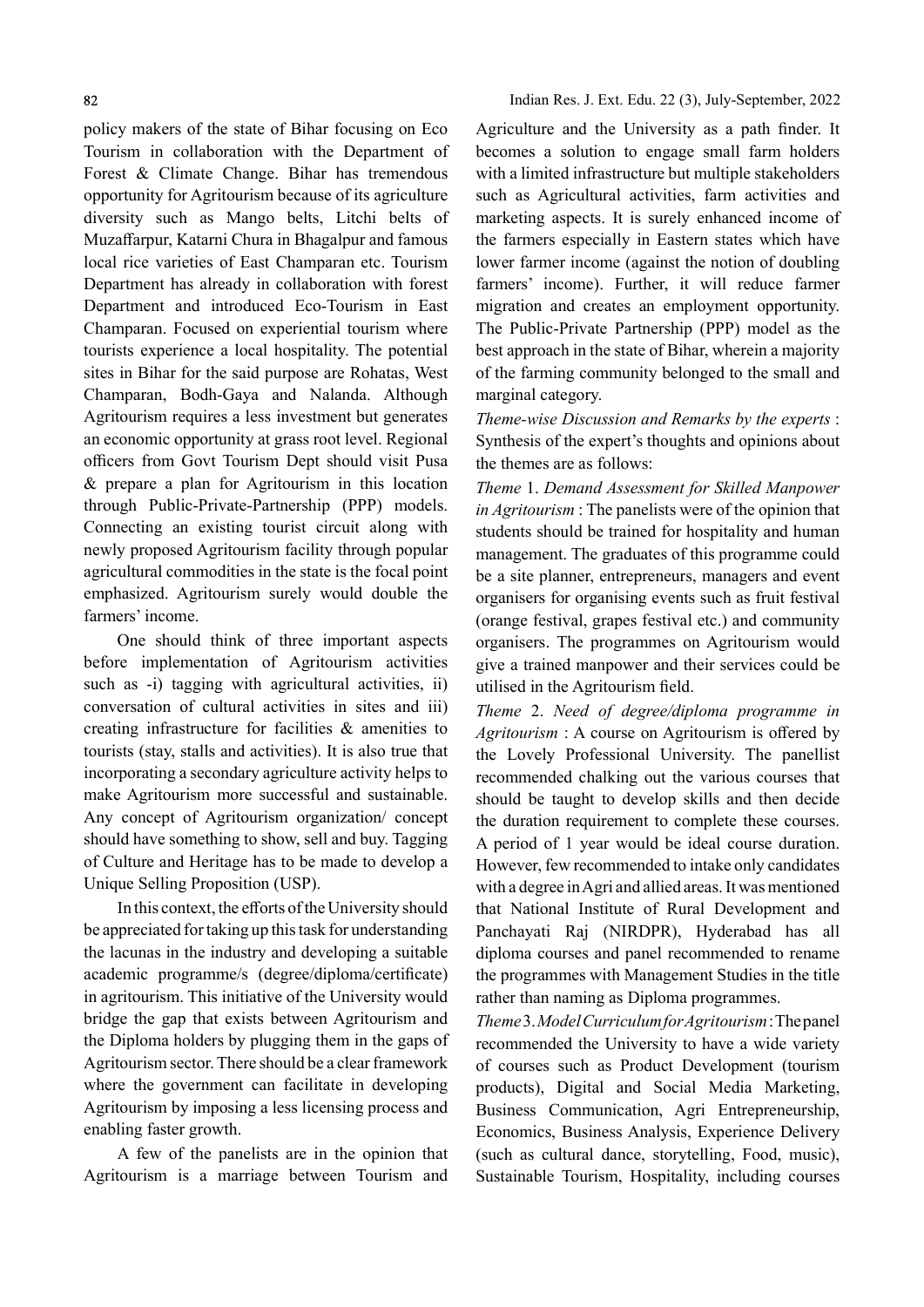policy makers of the state of Bihar focusing on Eco Tourism in collaboration with the Department of Forest & Climate Change. Bihar has tremendous opportunity for Agritourism because of its agriculture diversity such as Mango belts, Litchi belts of Muzaffarpur, Katarni Chura in Bhagalpur and famous local rice varieties of East Champaran etc. Tourism Department has already in collaboration with forest Department and introduced Eco-Tourism in East Champaran. Focused on experiential tourism where tourists experience a local hospitality. The potential sites in Bihar for the said purpose are Rohatas, West Champaran, Bodh-Gaya and Nalanda. Although Agritourism requires a less investment but generates an economic opportunity at grass root level. Regional officers from Govt Tourism Dept should visit Pusa & prepare a plan for Agritourism in this location through Public-Private-Partnership (PPP) models. Connecting an existing tourist circuit along with newly proposed Agritourism facility through popular agricultural commodities in the state is the focal point emphasized. Agritourism surely would double the farmers' income.

One should think of three important aspects before implementation of Agritourism activities such as -i) tagging with agricultural activities, ii) conversation of cultural activities in sites and iii) creating infrastructure for facilities & amenities to tourists (stay, stalls and activities). It is also true that incorporating a secondary agriculture activity helps to make Agritourism more successful and sustainable. Any concept of Agritourism organization/ concept should have something to show, sell and buy. Tagging of Culture and Heritage has to be made to develop a Unique Selling Proposition (USP).

In this context, the efforts of the University should be appreciated for taking up this task for understanding the lacunas in the industry and developing a suitable academic programme/s (degree/diploma/certificate) in agritourism. This initiative of the University would bridge the gap that exists between Agritourism and the Diploma holders by plugging them in the gaps of Agritourism sector. There should be a clear framework where the government can facilitate in developing Agritourism by imposing a less licensing process and enabling faster growth.

A few of the panelists are in the opinion that Agritourism is a marriage between Tourism and Agriculture and the University as a path finder. It becomes a solution to engage small farm holders with a limited infrastructure but multiple stakeholders such as Agricultural activities, farm activities and marketing aspects. It is surely enhanced income of the farmers especially in Eastern states which have lower farmer income (against the notion of doubling farmers' income). Further, it will reduce farmer migration and creates an employment opportunity. The Public-Private Partnership (PPP) model as the best approach in the state of Bihar, wherein a majority of the farming community belonged to the small and marginal category.

*Theme-wise Discussion and Remarks by the experts* : Synthesis of the expert's thoughts and opinions about the themes are as follows:

*Theme* 1. *Demand Assessment for Skilled Manpower in Agritourism* : The panelists were of the opinion that students should be trained for hospitality and human management. The graduates of this programme could be a site planner, entrepreneurs, managers and event organisers for organising events such as fruit festival (orange festival, grapes festival etc.) and community organisers. The programmes on Agritourism would give a trained manpower and their services could be utilised in the Agritourism field.

*Theme* 2. *Need of degree/diploma programme in Agritourism* : A course on Agritourism is offered by the Lovely Professional University. The panellist recommended chalking out the various courses that should be taught to develop skills and then decide the duration requirement to complete these courses. A period of 1 year would be ideal course duration. However, few recommended to intake only candidates with a degree in Agri and allied areas. It was mentioned that National Institute of Rural Development and Panchayati Raj (NIRDPR), Hyderabad has all diploma courses and panel recommended to rename the programmes with Management Studies in the title rather than naming as Diploma programmes.

*Theme* 3. *Model Curriculum for Agritourism* : The panel recommended the University to have a wide variety of courses such as Product Development (tourism products), Digital and Social Media Marketing, Business Communication, Agri Entrepreneurship, Economics, Business Analysis, Experience Delivery (such as cultural dance, storytelling, Food, music), Sustainable Tourism, Hospitality, including courses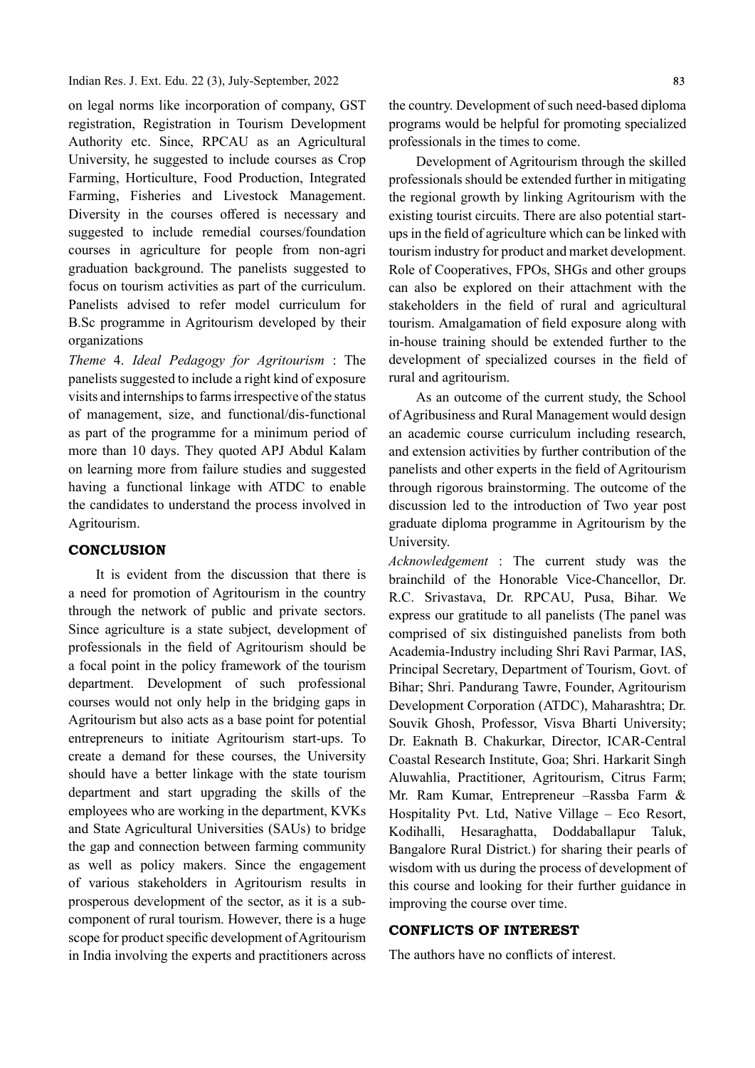on legal norms like incorporation of company, GST registration, Registration in Tourism Development Authority etc. Since, RPCAU as an Agricultural University, he suggested to include courses as Crop Farming, Horticulture, Food Production, Integrated Farming, Fisheries and Livestock Management. Diversity in the courses offered is necessary and suggested to include remedial courses/foundation courses in agriculture for people from non-agri graduation background. The panelists suggested to focus on tourism activities as part of the curriculum. Panelists advised to refer model curriculum for B.Sc programme in Agritourism developed by their organizations

*Theme* 4. *Ideal Pedagogy for Agritourism* : The panelists suggested to include a right kind of exposure visits and internships to farms irrespective of the status of management, size, and functional/dis-functional as part of the programme for a minimum period of more than 10 days. They quoted APJ Abdul Kalam on learning more from failure studies and suggested having a functional linkage with ATDC to enable the candidates to understand the process involved in Agritourism.

## CONCLUSION

It is evident from the discussion that there is a need for promotion of Agritourism in the country through the network of public and private sectors. Since agriculture is a state subject, development of professionals in the field of Agritourism should be a focal point in the policy framework of the tourism department. Development of such professional courses would not only help in the bridging gaps in Agritourism but also acts as a base point for potential entrepreneurs to initiate Agritourism start-ups. To create a demand for these courses, the University should have a better linkage with the state tourism department and start upgrading the skills of the employees who are working in the department, KVKs and State Agricultural Universities (SAUs) to bridge the gap and connection between farming community as well as policy makers. Since the engagement of various stakeholders in Agritourism results in prosperous development of the sector, as it is a sub-component of rural tourism. However, there is a huge scope for product specific development of Agritourism in India involving the experts and practitioners across the country. Development of such need-based diploma programs would be helpful for promoting specialized professionals in the times to come.

Development of Agritourism through the skilled professionals should be extended further in mitigating the regional growth by linking Agritourism with the existing tourist circuits. There are also potential start-ups in the field of agriculture which can be linked with tourism industry for product and market development. Role of Cooperatives, FPOs, SHGs and other groups can also be explored on their attachment with the stakeholders in the field of rural and agricultural tourism. Amalgamation of field exposure along with in-house training should be extended further to the development of specialized courses in the field of rural and agritourism.

As an outcome of the current study, the School of Agribusiness and Rural Management would design an academic course curriculum including research, and extension activities by further contribution of the panelists and other experts in the field of Agritourism through rigorous brainstorming. The outcome of the discussion led to the introduction of Two year post graduate diploma programme in Agritourism by the University.

*Acknowledgement* : The current study was the brainchild of the Honorable Vice-Chancellor, Dr. R.C. Srivastava, Dr. RPCAU, Pusa, Bihar. We express our gratitude to all panelists (The panel was comprised of six distinguished panelists from both Academia-Industry including Shri Ravi Parmar, IAS, Principal Secretary, Department of Tourism, Govt. of Bihar; Shri. Pandurang Tawre, Founder, Agritourism Development Corporation (ATDC), Maharashtra; Dr. Souvik Ghosh, Professor, Visva Bharti University; Dr. Eaknath B. Chakurkar, Director, ICAR-Central Coastal Research Institute, Goa; Shri. Harkarit Singh Aluwahlia, Practitioner, Agritourism, Citrus Farm; Mr. Ram Kumar, Entrepreneur –Rassba Farm & Hospitality Pvt. Ltd, Native Village – Eco Resort, Kodihalli, Hesaraghatta, Doddaballapur Taluk, Bangalore Rural District.) for sharing their pearls of wisdom with us during the process of development of this course and looking for their further guidance in improving the course over time.

## CONFLICTS OF INTEREST

The authors have no conflicts of interest.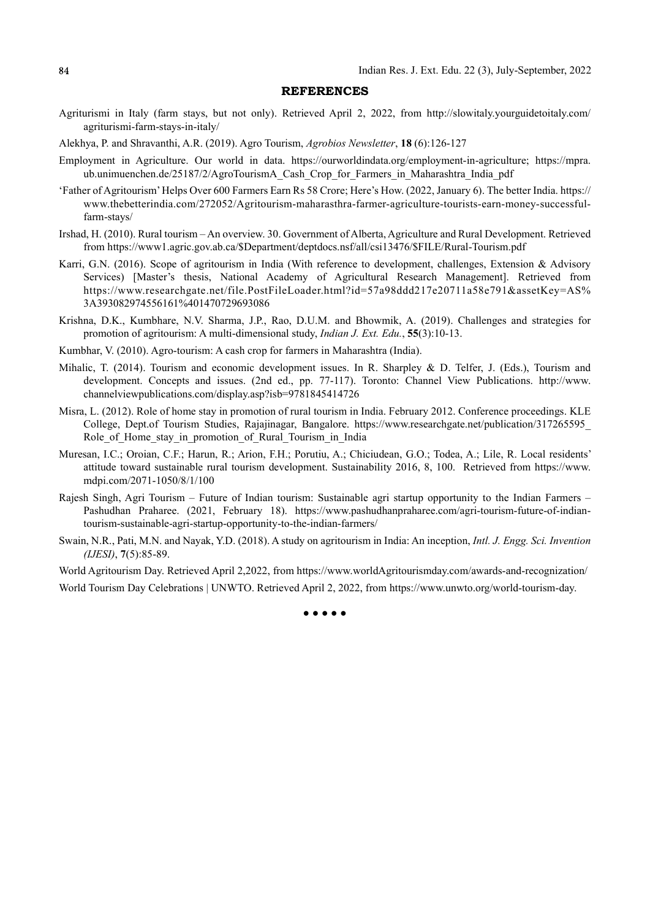## REFERENCES

Agriturismi in Italy (farm stays, but not only). Retrieved April 2, 2022, from http://slowitaly.yourguidetoitaly.com/agriturismi-farm-stays-in-italy/

Alekhya, P. and Shravanthi, A.R. (2019). Agro Tourism, *Agrobios Newsletter*, **18** (6):126-127

Employment in Agriculture. Our world in data. https://ourworldindata.org/employment-in-agriculture; https://mpra.ub.unimuenchen.de/25187/2/AgroTourismA_Cash_Crop_for_Farmers_in_Maharashtra_India_pdf

'Father of Agritourism' Helps Over 600 Farmers Earn Rs 58 Crore; Here's How. (2022, January 6). The better India. https://www.thebetterindia.com/272052/Agritourism-maharasthra-farmer-agriculture-tourists-earn-money-successful-farm-stays/

Irshad, H. (2010). Rural tourism – An overview. 30. Government of Alberta, Agriculture and Rural Development. Retrieved from https://www1.agric.gov.ab.ca/$Department/deptdocs.nsf/all/csi13476/$FILE/Rural-Tourism.pdf

Karri, G.N. (2016). Scope of agritourism in India (With reference to development, challenges, Extension & Advisory Services) [Master's thesis, National Academy of Agricultural Research Management]. Retrieved from https://www.researchgate.net/file.PostFileLoader.html?id=57a98ddd217e20711a58e791&assetKey=AS%3A393082974556161%401470729693086

Krishna, D.K., Kumbhare, N.V. Sharma, J.P., Rao, D.U.M. and Bhowmik, A. (2019). Challenges and strategies for promotion of agritourism: A multi-dimensional study, *Indian J. Ext. Edu.*, **55**(3):10-13.

Kumbhar, V. (2010). Agro-tourism: A cash crop for farmers in Maharashtra (India).

Mihalic, T. (2014). Tourism and economic development issues. In R. Sharpley & D. Telfer, J. (Eds.), Tourism and development. Concepts and issues. (2nd ed., pp. 77-117). Toronto: Channel View Publications. http://www.channelviewpublications.com/display.asp?isb=9781845414726

Misra, L. (2012). Role of home stay in promotion of rural tourism in India. February 2012. Conference proceedings. KLE College, Dept.of Tourism Studies, Rajajinagar, Bangalore. https://www.researchgate.net/publication/317265595_Role_of_Home_stay_in_promotion_of_Rural_Tourism_in_India

Muresan, I.C.; Oroian, C.F.; Harun, R.; Arion, F.H.; Porutiu, A.; Chiciudean, G.O.; Todea, A.; Lile, R. Local residents' attitude toward sustainable rural tourism development. Sustainability 2016, 8, 100. Retrieved from https://www.mdpi.com/2071-1050/8/1/100

Rajesh Singh, Agri Tourism – Future of Indian tourism: Sustainable agri startup opportunity to the Indian Farmers – Pashudhan Praharee. (2021, February 18). https://www.pashudhanpraharee.com/agri-tourism-future-of-indian-tourism-sustainable-agri-startup-opportunity-to-the-indian-farmers/

Swain, N.R., Pati, M.N. and Nayak, Y.D. (2018). A study on agritourism in India: An inception, *Intl. J. Engg. Sci. Invention (IJESI)*, **7**(5):85-89.

World Agritourism Day. Retrieved April 2,2022, from https://www.worldAgritourismday.com/awards-and-recognization/

World Tourism Day Celebrations | UNWTO. Retrieved April 2, 2022, from https://www.unwto.org/world-tourism-day.

• • • • •